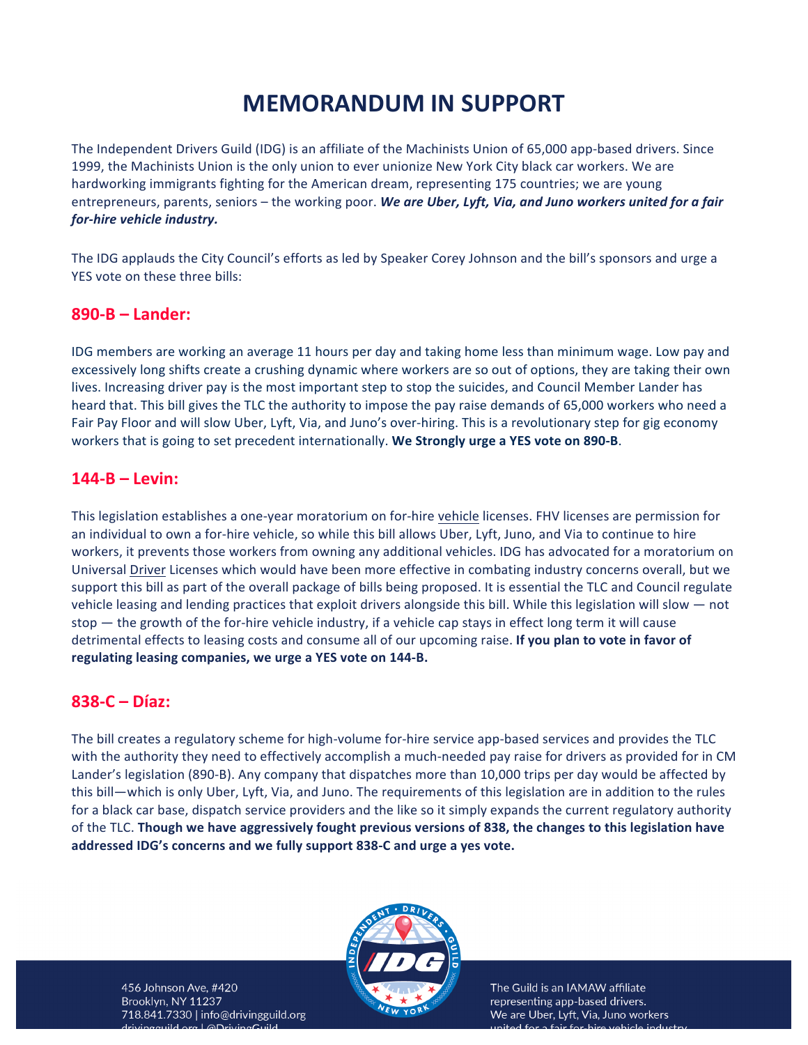# MEMORANDUM IN SUPPORT

The Independent Drivers Guild (IDG) is an affiliate of the Machinists Union of 65,000 app-based drivers. Since 1999, the Machinists Union is the only union to ever unionize New York City black car workers. We are hardworking immigrants fighting for the American dream, representing 175 countries; we are young entrepreneurs, parents, seniors – the working poor. ***We are Uber, Lyft, Via, and Juno workers united for a fair for-hire vehicle industry.***

The IDG applauds the City Council's efforts as led by Speaker Corey Johnson and the bill's sponsors and urge a YES vote on these three bills:

## 890-B – Lander:

IDG members are working an average 11 hours per day and taking home less than minimum wage. Low pay and excessively long shifts create a crushing dynamic where workers are so out of options, they are taking their own lives. Increasing driver pay is the most important step to stop the suicides, and Council Member Lander has heard that. This bill gives the TLC the authority to impose the pay raise demands of 65,000 workers who need a Fair Pay Floor and will slow Uber, Lyft, Via, and Juno's over-hiring. This is a revolutionary step for gig economy workers that is going to set precedent internationally. **We Strongly urge a YES vote on 890-B**.

## 144-B – Levin:

This legislation establishes a one-year moratorium on for-hire vehicle licenses. FHV licenses are permission for an individual to own a for-hire vehicle, so while this bill allows Uber, Lyft, Juno, and Via to continue to hire workers, it prevents those workers from owning any additional vehicles. IDG has advocated for a moratorium on Universal Driver Licenses which would have been more effective in combating industry concerns overall, but we support this bill as part of the overall package of bills being proposed. It is essential the TLC and Council regulate vehicle leasing and lending practices that exploit drivers alongside this bill. While this legislation will slow — not stop — the growth of the for-hire vehicle industry, if a vehicle cap stays in effect long term it will cause detrimental effects to leasing costs and consume all of our upcoming raise. **If you plan to vote in favor of regulating leasing companies, we urge a YES vote on 144-B.**

## 838-C – Díaz:

The bill creates a regulatory scheme for high-volume for-hire service app-based services and provides the TLC with the authority they need to effectively accomplish a much-needed pay raise for drivers as provided for in CM Lander's legislation (890-B). Any company that dispatches more than 10,000 trips per day would be affected by this bill—which is only Uber, Lyft, Via, and Juno. The requirements of this legislation are in addition to the rules for a black car base, dispatch service providers and the like so it simply expands the current regulatory authority of the TLC. **Though we have aggressively fought previous versions of 838, the changes to this legislation have addressed IDG's concerns and we fully support 838-C and urge a yes vote.**

456 Johnson Ave, #420
Brooklyn, NY 11237
718.841.7330 | info@drivingguild.org
drivingguild.org | @DrivingGuild

The Guild is an IAMAW affiliate representing app-based drivers.
We are Uber, Lyft, Via, Juno workers united for a fair for-hire vehicle industry.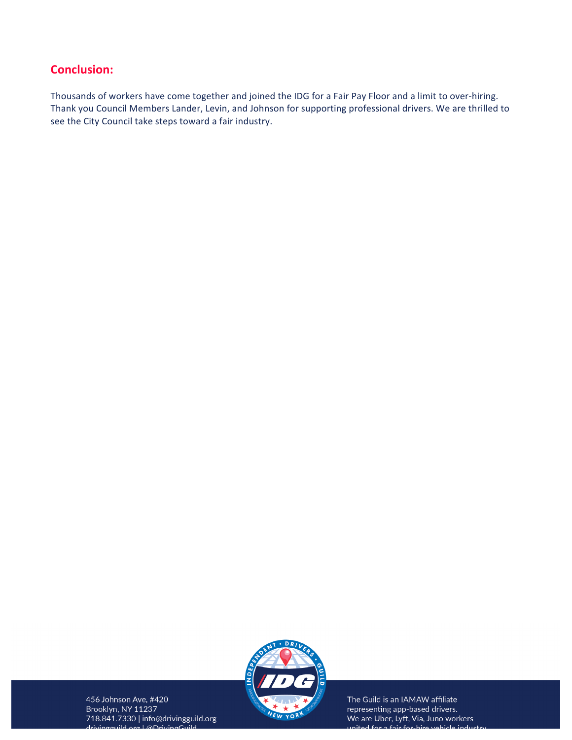## Conclusion:

Thousands of workers have come together and joined the IDG for a Fair Pay Floor and a limit to over-hiring. Thank you Council Members Lander, Levin, and Johnson for supporting professional drivers. We are thrilled to see the City Council take steps toward a fair industry.